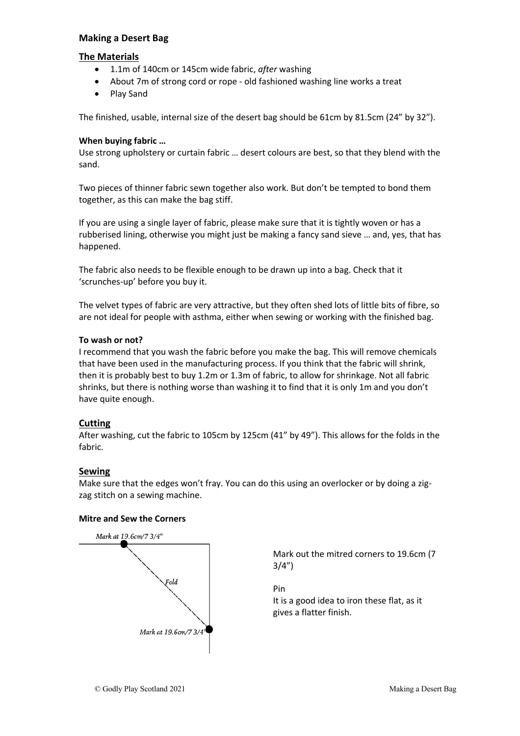## Making a Desert Bag

### The Materials

- 1.1m of 140cm or 145cm wide fabric, *after* washing
- About 7m of strong cord or rope - old fashioned washing line works a treat
- Play Sand

The finished, usable, internal size of the desert bag should be 61cm by 81.5cm (24" by 32").

**When buying fabric …**

Use strong upholstery or curtain fabric … desert colours are best, so that they blend with the sand.

Two pieces of thinner fabric sewn together also work. But don't be tempted to bond them together, as this can make the bag stiff.

If you are using a single layer of fabric, please make sure that it is tightly woven or has a rubberised lining, otherwise you might just be making a fancy sand sieve … and, yes, that has happened.

The fabric also needs to be flexible enough to be drawn up into a bag. Check that it 'scrunches-up' before you buy it.

The velvet types of fabric are very attractive, but they often shed lots of little bits of fibre, so are not ideal for people with asthma, either when sewing or working with the finished bag.

**To wash or not?**

I recommend that you wash the fabric before you make the bag. This will remove chemicals that have been used in the manufacturing process. If you think that the fabric will shrink, then it is probably best to buy 1.2m or 1.3m of fabric, to allow for shrinkage. Not all fabric shrinks, but there is nothing worse than washing it to find that it is only 1m and you don't have quite enough.

### Cutting

After washing, cut the fabric to 105cm by 125cm (41" by 49"). This allows for the folds in the fabric.

### Sewing

Make sure that the edges won't fray. You can do this using an overlocker or by doing a zig-zag stitch on a sewing machine.

**Mitre and Sew the Corners**

*Mark at 19.6cm/7 3/4"*

*Fold*

*Mark at 19.6cm/7 3/4"*

Mark out the mitred corners to 19.6cm (7 3/4")

Pin

It is a good idea to iron these flat, as it gives a flatter finish.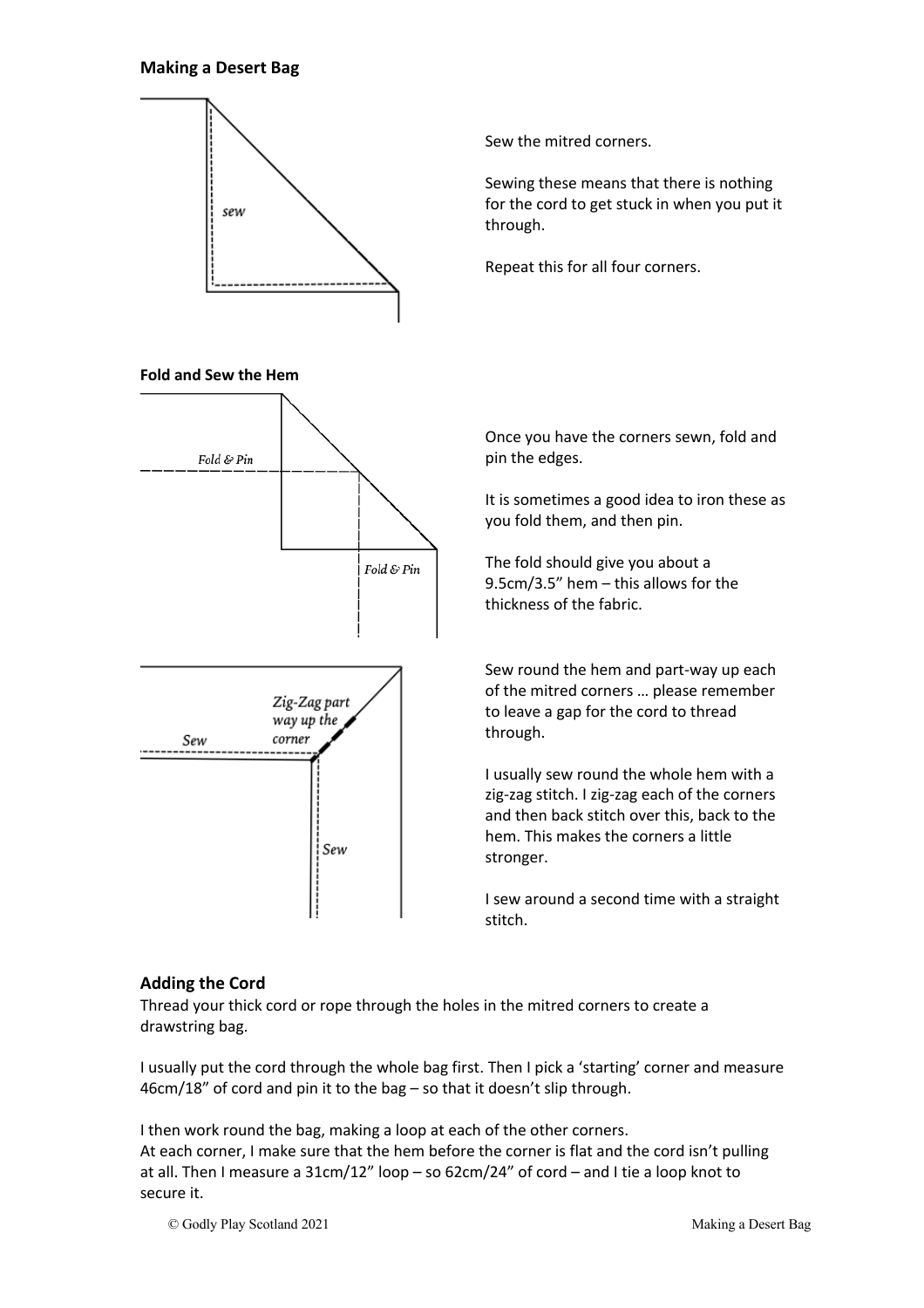## Making a Desert Bag

Sew the mitred corners.

Sewing these means that there is nothing for the cord to get stuck in when you put it through.

Repeat this for all four corners.

### Fold and Sew the Hem

Once you have the corners sewn, fold and pin the edges.

It is sometimes a good idea to iron these as you fold them, and then pin.

The fold should give you about a 9.5cm/3.5" hem – this allows for the thickness of the fabric.

Sew round the hem and part-way up each of the mitred corners … please remember to leave a gap for the cord to thread through.

I usually sew round the whole hem with a zig-zag stitch. I zig-zag each of the corners and then back stitch over this, back to the hem. This makes the corners a little stronger.

I sew around a second time with a straight stitch.

## Adding the Cord

Thread your thick cord or rope through the holes in the mitred corners to create a drawstring bag.

I usually put the cord through the whole bag first. Then I pick a 'starting' corner and measure 46cm/18" of cord and pin it to the bag – so that it doesn't slip through.

I then work round the bag, making a loop at each of the other corners.
At each corner, I make sure that the hem before the corner is flat and the cord isn't pulling at all. Then I measure a 31cm/12" loop – so 62cm/24" of cord – and I tie a loop knot to secure it.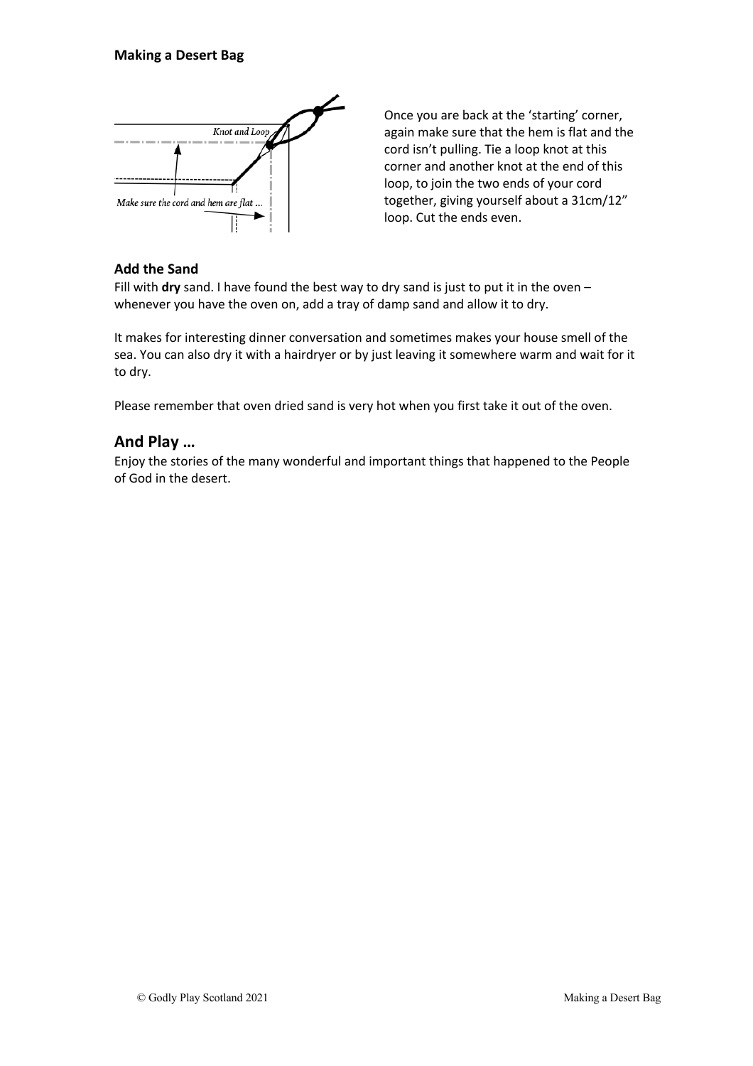Once you are back at the 'starting' corner, again make sure that the hem is flat and the cord isn't pulling. Tie a loop knot at this corner and another knot at the end of this loop, to join the two ends of your cord together, giving yourself about a 31cm/12" loop. Cut the ends even.

Knot and Loop

Make sure the cord and hem are flat ...

### Add the Sand

Fill with **dry** sand. I have found the best way to dry sand is just to put it in the oven – whenever you have the oven on, add a tray of damp sand and allow it to dry.

It makes for interesting dinner conversation and sometimes makes your house smell of the sea. You can also dry it with a hairdryer or by just leaving it somewhere warm and wait for it to dry.

Please remember that oven dried sand is very hot when you first take it out of the oven.

## And Play …

Enjoy the stories of the many wonderful and important things that happened to the People of God in the desert.